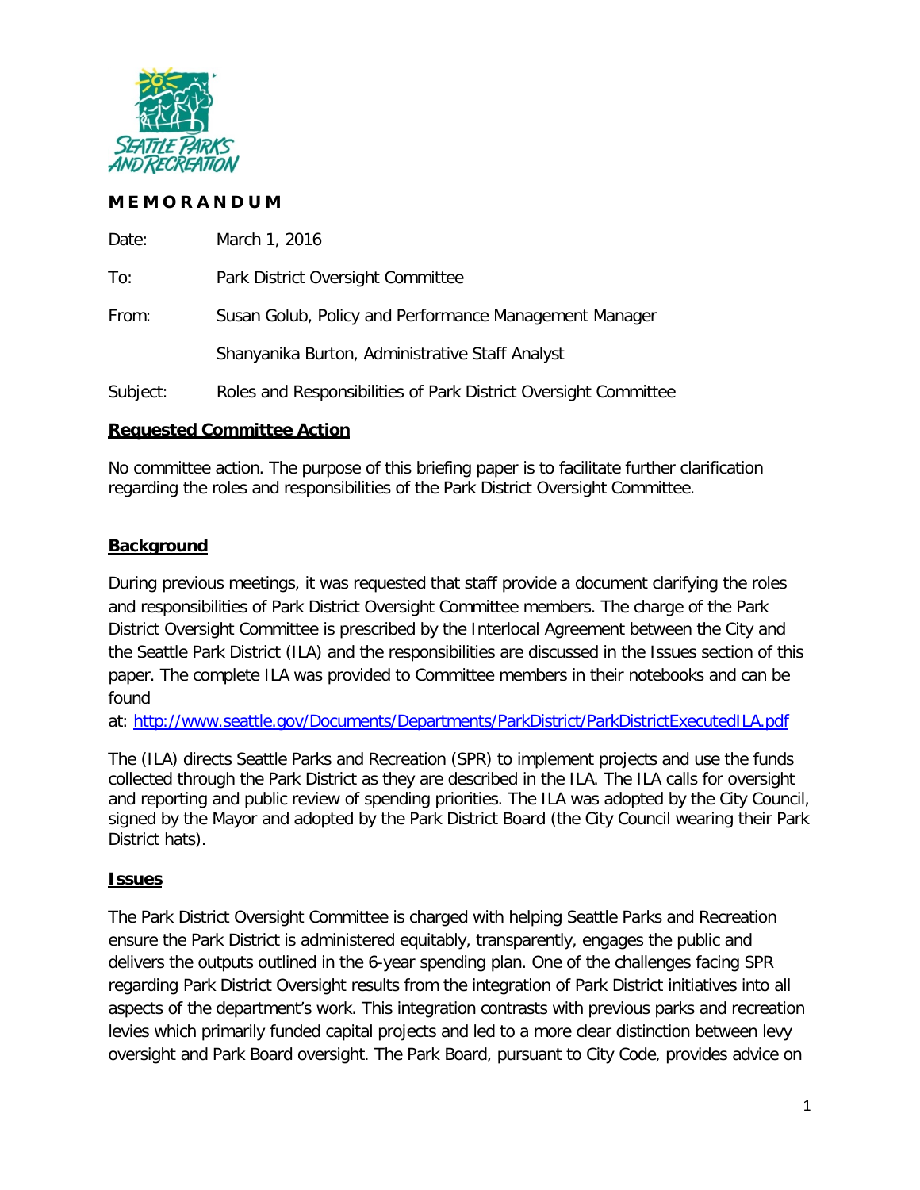**M E M O R A N D U M**

| | |
|---|---|
| Date: | March 1, 2016 |
| To: | Park District Oversight Committee |
| From: | Susan Golub, Policy and Performance Management Manager |
| | Shanyanika Burton, Administrative Staff Analyst |
| Subject: | Roles and Responsibilities of Park District Oversight Committee |

## Requested Committee Action

No committee action. The purpose of this briefing paper is to facilitate further clarification regarding the roles and responsibilities of the Park District Oversight Committee.

## Background

During previous meetings, it was requested that staff provide a document clarifying the roles and responsibilities of Park District Oversight Committee members. The charge of the Park District Oversight Committee is prescribed by the Interlocal Agreement between the City and the Seattle Park District (ILA) and the responsibilities are discussed in the Issues section of this paper. The complete ILA was provided to Committee members in their notebooks and can be found at: [http://www.seattle.gov/Documents/Departments/ParkDistrict/ParkDistrictExecutedILA.pdf](http://www.seattle.gov/Documents/Departments/ParkDistrict/ParkDistrictExecutedILA.pdf)

The (ILA) directs Seattle Parks and Recreation (SPR) to implement projects and use the funds collected through the Park District as they are described in the ILA. The ILA calls for oversight and reporting and public review of spending priorities. The ILA was adopted by the City Council, signed by the Mayor and adopted by the Park District Board (the City Council wearing their Park District hats).

## Issues

The Park District Oversight Committee is charged with helping Seattle Parks and Recreation ensure the Park District is administered equitably, transparently, engages the public and delivers the outputs outlined in the 6-year spending plan. One of the challenges facing SPR regarding Park District Oversight results from the integration of Park District initiatives into all aspects of the department's work. This integration contrasts with previous parks and recreation levies which primarily funded capital projects and led to a more clear distinction between levy oversight and Park Board oversight. The Park Board, pursuant to City Code, provides advice on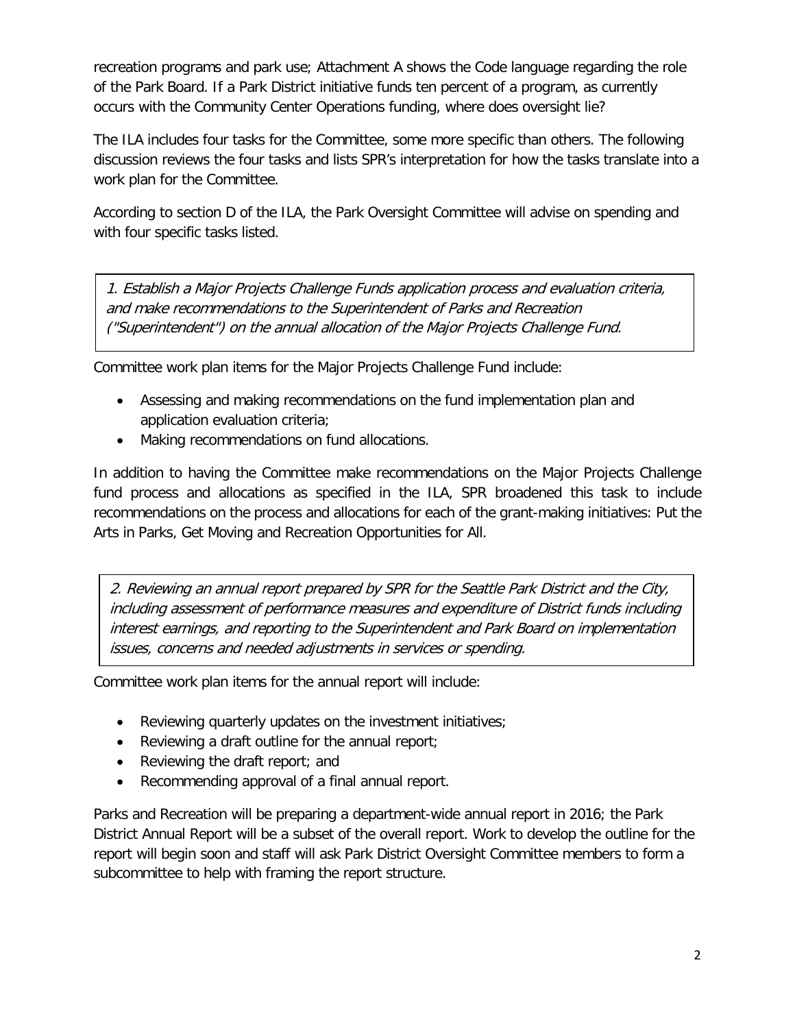recreation programs and park use; Attachment A shows the Code language regarding the role of the Park Board. If a Park District initiative funds ten percent of a program, as currently occurs with the Community Center Operations funding, where does oversight lie?

The ILA includes four tasks for the Committee, some more specific than others. The following discussion reviews the four tasks and lists SPR's interpretation for how the tasks translate into a work plan for the Committee.

According to section D of the ILA, the Park Oversight Committee will advise on spending and with four specific tasks listed.

> *1. Establish a Major Projects Challenge Funds application process and evaluation criteria, and make recommendations to the Superintendent of Parks and Recreation ("Superintendent") on the annual allocation of the Major Projects Challenge Fund.*

Committee work plan items for the Major Projects Challenge Fund include:

- Assessing and making recommendations on the fund implementation plan and application evaluation criteria;
- Making recommendations on fund allocations.

In addition to having the Committee make recommendations on the Major Projects Challenge fund process and allocations as specified in the ILA, SPR broadened this task to include recommendations on the process and allocations for each of the grant-making initiatives: Put the Arts in Parks, Get Moving and Recreation Opportunities for All.

> *2. Reviewing an annual report prepared by SPR for the Seattle Park District and the City, including assessment of performance measures and expenditure of District funds including interest earnings, and reporting to the Superintendent and Park Board on implementation issues, concerns and needed adjustments in services or spending.*

Committee work plan items for the annual report will include:

- Reviewing quarterly updates on the investment initiatives;
- Reviewing a draft outline for the annual report;
- Reviewing the draft report; and
- Recommending approval of a final annual report.

Parks and Recreation will be preparing a department-wide annual report in 2016; the Park District Annual Report will be a subset of the overall report. Work to develop the outline for the report will begin soon and staff will ask Park District Oversight Committee members to form a subcommittee to help with framing the report structure.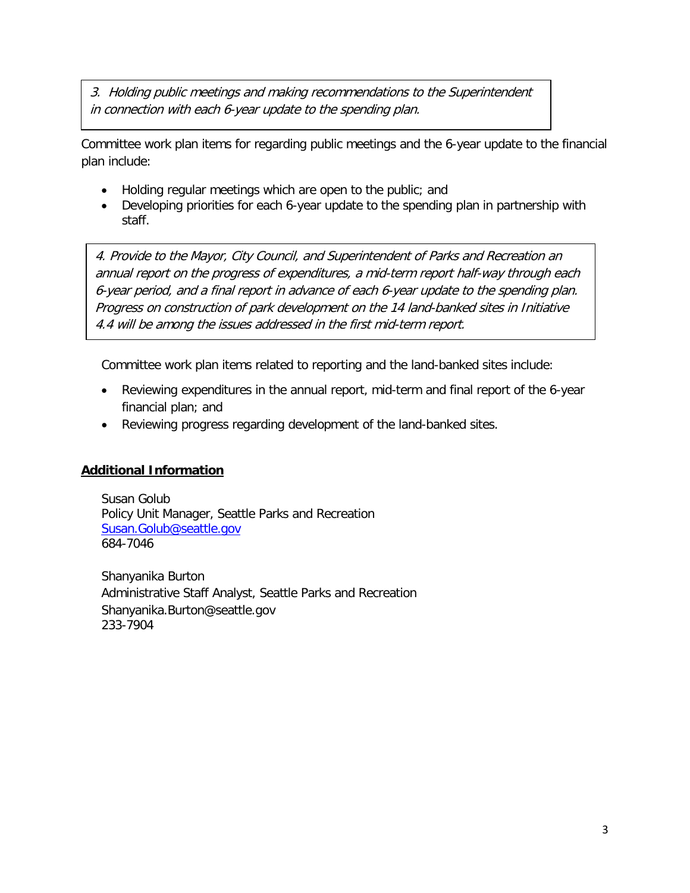*3. Holding public meetings and making recommendations to the Superintendent in connection with each 6-year update to the spending plan.*

Committee work plan items for regarding public meetings and the 6-year update to the financial plan include:

- Holding regular meetings which are open to the public; and
- Developing priorities for each 6-year update to the spending plan in partnership with staff.

*4. Provide to the Mayor, City Council, and Superintendent of Parks and Recreation an annual report on the progress of expenditures, a mid-term report half-way through each 6-year period, and a final report in advance of each 6-year update to the spending plan. Progress on construction of park development on the 14 land-banked sites in Initiative 4.4 will be among the issues addressed in the first mid-term report.*

Committee work plan items related to reporting and the land-banked sites include:

- Reviewing expenditures in the annual report, mid-term and final report of the 6-year financial plan; and
- Reviewing progress regarding development of the land-banked sites.

## **Additional Information**

Susan Golub
Policy Unit Manager, Seattle Parks and Recreation
Susan.Golub@seattle.gov
684-7046

Shanyanika Burton
Administrative Staff Analyst, Seattle Parks and Recreation
Shanyanika.Burton@seattle.gov
233-7904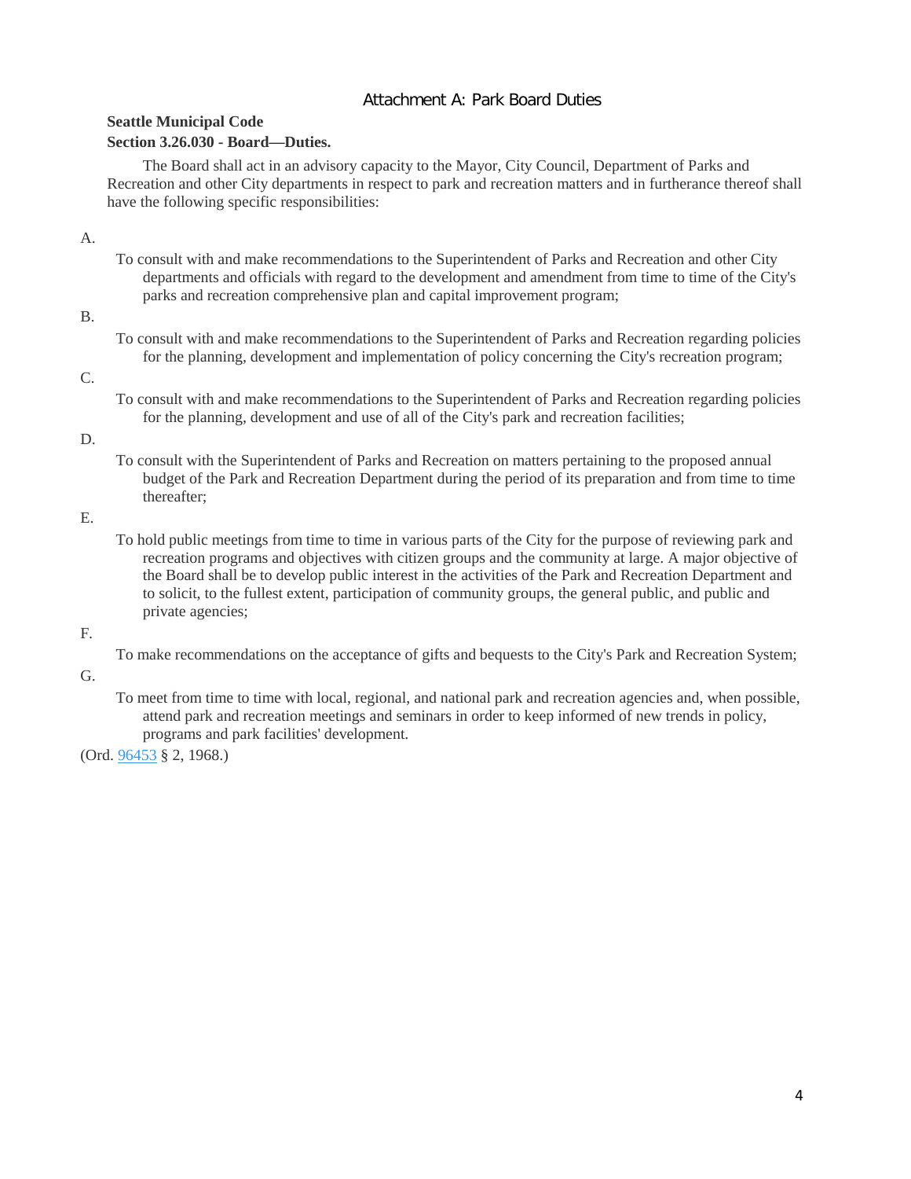# Attachment A: Park Board Duties

**Seattle Municipal Code**
**Section 3.26.030 - Board—Duties.**

The Board shall act in an advisory capacity to the Mayor, City Council, Department of Parks and Recreation and other City departments in respect to park and recreation matters and in furtherance thereof shall have the following specific responsibilities:

A. To consult with and make recommendations to the Superintendent of Parks and Recreation and other City departments and officials with regard to the development and amendment from time to time of the City's parks and recreation comprehensive plan and capital improvement program;

B. To consult with and make recommendations to the Superintendent of Parks and Recreation regarding policies for the planning, development and implementation of policy concerning the City's recreation program;

C. To consult with and make recommendations to the Superintendent of Parks and Recreation regarding policies for the planning, development and use of all of the City's park and recreation facilities;

D. To consult with the Superintendent of Parks and Recreation on matters pertaining to the proposed annual budget of the Park and Recreation Department during the period of its preparation and from time to time thereafter;

E. To hold public meetings from time to time in various parts of the City for the purpose of reviewing park and recreation programs and objectives with citizen groups and the community at large. A major objective of the Board shall be to develop public interest in the activities of the Park and Recreation Department and to solicit, to the fullest extent, participation of community groups, the general public, and public and private agencies;

F. To make recommendations on the acceptance of gifts and bequests to the City's Park and Recreation System;

G. To meet from time to time with local, regional, and national park and recreation agencies and, when possible, attend park and recreation meetings and seminars in order to keep informed of new trends in policy, programs and park facilities' development.

(Ord. 96453 § 2, 1968.)